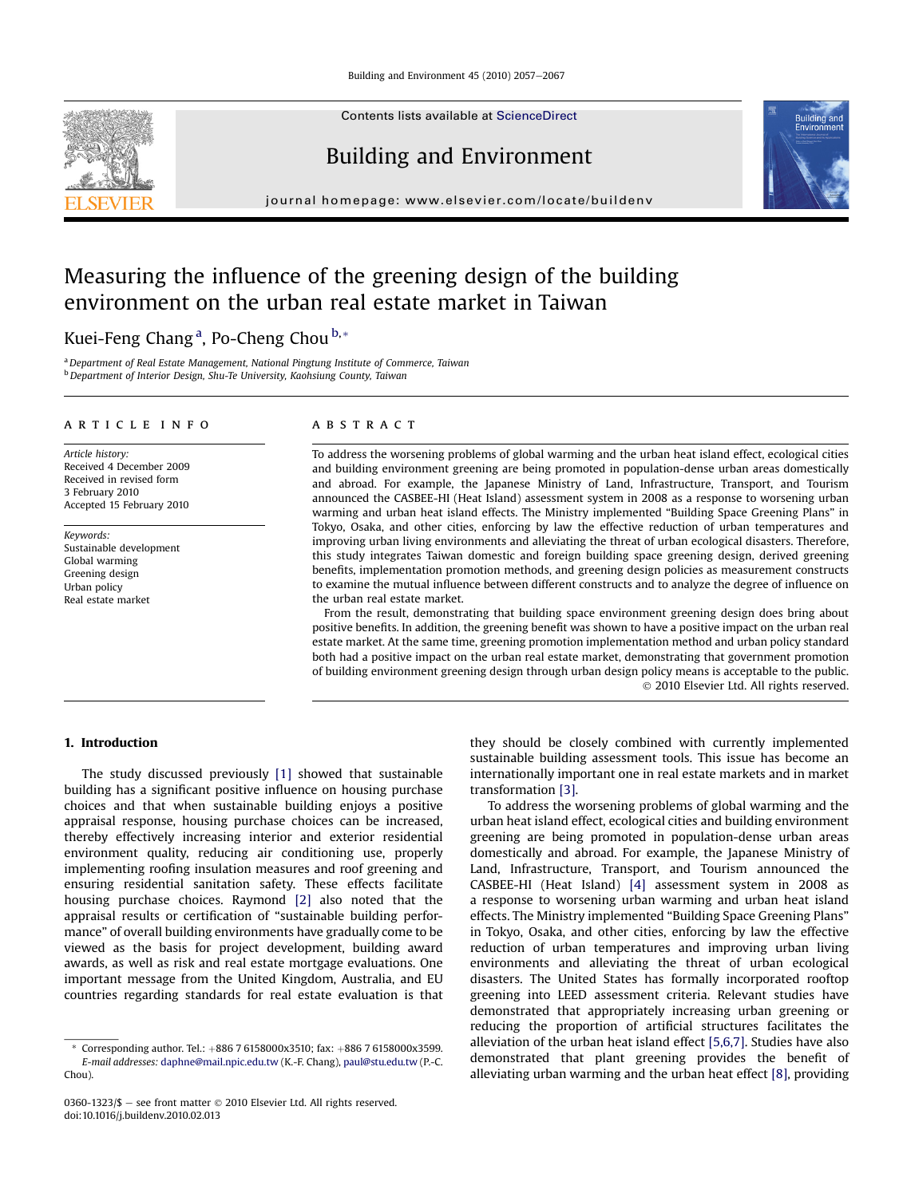# Measuring the influence of the greening design of the building environment on the urban real estate market in Taiwan

Kuei-Feng Chang [a], Po-Cheng Chou [b,*]

[a] Department of Real Estate Management, National Pingtung Institute of Commerce, Taiwan
[b] Department of Interior Design, Shu-Te University, Kaohsiung County, Taiwan

## ARTICLE INFO

*Article history:*
Received 4 December 2009
Received in revised form
3 February 2010
Accepted 15 February 2010

*Keywords:*
Sustainable development
Global warming
Greening design
Urban policy
Real estate market

## ABSTRACT

To address the worsening problems of global warming and the urban heat island effect, ecological cities and building environment greening are being promoted in population-dense urban areas domestically and abroad. For example, the Japanese Ministry of Land, Infrastructure, Transport, and Tourism announced the CASBEE-HI (Heat Island) assessment system in 2008 as a response to worsening urban warming and urban heat island effects. The Ministry implemented "Building Space Greening Plans" in Tokyo, Osaka, and other cities, enforcing by law the effective reduction of urban temperatures and improving urban living environments and alleviating the threat of urban ecological disasters. Therefore, this study integrates Taiwan domestic and foreign building space greening design, derived greening benefits, implementation promotion methods, and greening design policies as measurement constructs to examine the mutual influence between different constructs and to analyze the degree of influence on the urban real estate market.

From the result, demonstrating that building space environment greening design does bring about positive benefits. In addition, the greening benefit was shown to have a positive impact on the urban real estate market. At the same time, greening promotion implementation method and urban policy standard both had a positive impact on the urban real estate market, demonstrating that government promotion of building environment greening design through urban design policy means is acceptable to the public.

© 2010 Elsevier Ltd. All rights reserved.

## 1. Introduction

The study discussed previously [1] showed that sustainable building has a significant positive influence on housing purchase choices and that when sustainable building enjoys a positive appraisal response, housing purchase choices can be increased, thereby effectively increasing interior and exterior residential environment quality, reducing air conditioning use, properly implementing roofing insulation measures and roof greening and ensuring residential sanitation safety. These effects facilitate housing purchase choices. Raymond [2] also noted that the appraisal results or certification of "sustainable building performance" of overall building environments have gradually come to be viewed as the basis for project development, building award awards, as well as risk and real estate mortgage evaluations. One important message from the United Kingdom, Australia, and EU countries regarding standards for real estate evaluation is that they should be closely combined with currently implemented sustainable building assessment tools. This issue has become an internationally important one in real estate markets and in market transformation [3].

To address the worsening problems of global warming and the urban heat island effect, ecological cities and building environment greening are being promoted in population-dense urban areas domestically and abroad. For example, the Japanese Ministry of Land, Infrastructure, Transport, and Tourism announced the CASBEE-HI (Heat Island) [4] assessment system in 2008 as a response to worsening urban warming and urban heat island effects. The Ministry implemented "Building Space Greening Plans" in Tokyo, Osaka, and other cities, enforcing by law the effective reduction of urban temperatures and improving urban living environments and alleviating the threat of urban ecological disasters. The United States has formally incorporated rooftop greening into LEED assessment criteria. Relevant studies have demonstrated that appropriately increasing urban greening or reducing the proportion of artificial structures facilitates the alleviation of the urban heat island effect [5,6,7]. Studies have also demonstrated that plant greening provides the benefit of alleviating urban warming and the urban heat effect [8], providing

* Corresponding author. Tel.: +886 7 6158000x3510; fax: +886 7 6158000x3599.
*E-mail addresses:* daphne@mail.npic.edu.tw (K.-F. Chang), paul@stu.edu.tw (P.-C. Chou).

0360-1323/$ – see front matter © 2010 Elsevier Ltd. All rights reserved.
doi:10.1016/j.buildenv.2010.02.013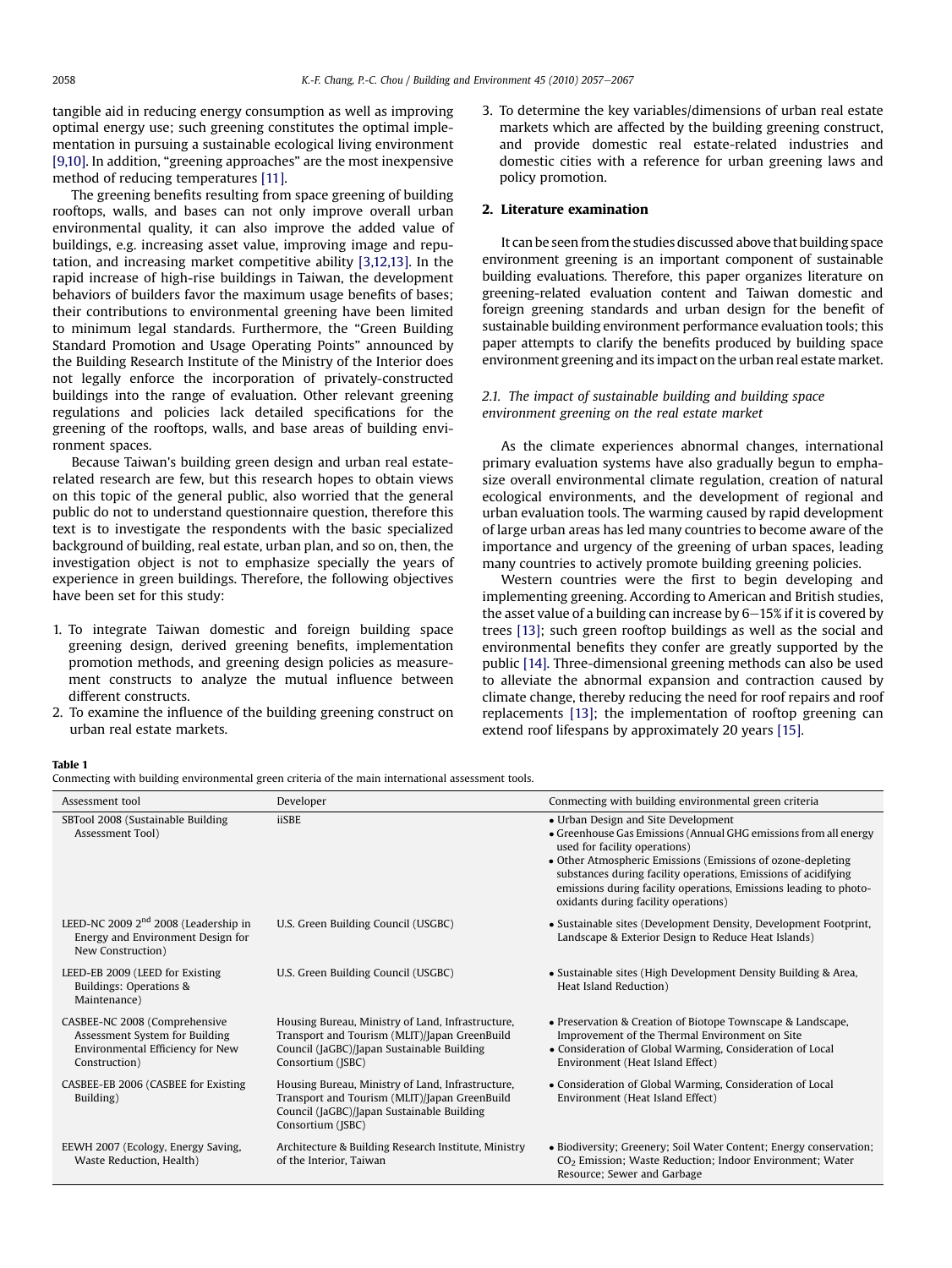tangible aid in reducing energy consumption as well as improving optimal energy use; such greening constitutes the optimal implementation in pursuing a sustainable ecological living environment [9,10]. In addition, "greening approaches" are the most inexpensive method of reducing temperatures [11].

The greening benefits resulting from space greening of building rooftops, walls, and bases can not only improve overall urban environmental quality, it can also improve the added value of buildings, e.g. increasing asset value, improving image and reputation, and increasing market competitive ability [3,12,13]. In the rapid increase of high-rise buildings in Taiwan, the development behaviors of builders favor the maximum usage benefits of bases; their contributions to environmental greening have been limited to minimum legal standards. Furthermore, the "Green Building Standard Promotion and Usage Operating Points" announced by the Building Research Institute of the Ministry of the Interior does not legally enforce the incorporation of privately-constructed buildings into the range of evaluation. Other relevant greening regulations and policies lack detailed specifications for the greening of the rooftops, walls, and base areas of building environment spaces.

Because Taiwan's building green design and urban real estate-related research are few, but this research hopes to obtain views on this topic of the general public, also worried that the general public do not to understand questionnaire question, therefore this text is to investigate the respondents with the basic specialized background of building, real estate, urban plan, and so on, then, the investigation object is not to emphasize specially the years of experience in green buildings. Therefore, the following objectives have been set for this study:

1. To integrate Taiwan domestic and foreign building space greening design, derived greening benefits, implementation promotion methods, and greening design policies as measurement constructs to analyze the mutual influence between different constructs.
2. To examine the influence of the building greening construct on urban real estate markets.
3. To determine the key variables/dimensions of urban real estate markets which are affected by the building greening construct, and provide domestic real estate-related industries and domestic cities with a reference for urban greening laws and policy promotion.

## 2. Literature examination

It can be seen from the studies discussed above that building space environment greening is an important component of sustainable building evaluations. Therefore, this paper organizes literature on greening-related evaluation content and Taiwan domestic and foreign greening standards and urban design for the benefit of sustainable building environment performance evaluation tools; this paper attempts to clarify the benefits produced by building space environment greening and its impact on the urban real estate market.

### *2.1. The impact of sustainable building and building space environment greening on the real estate market*

As the climate experiences abnormal changes, international primary evaluation systems have also gradually begun to emphasize overall environmental climate regulation, creation of natural ecological environments, and the development of regional and urban evaluation tools. The warming caused by rapid development of large urban areas has led many countries to become aware of the importance and urgency of the greening of urban spaces, leading many countries to actively promote building greening policies.

Western countries were the first to begin developing and implementing greening. According to American and British studies, the asset value of a building can increase by 6–15% if it is covered by trees [13]; such green rooftop buildings as well as the social and environmental benefits they confer are greatly supported by the public [14]. Three-dimensional greening methods can also be used to alleviate the abnormal expansion and contraction caused by climate change, thereby reducing the need for roof repairs and roof replacements [13]; the implementation of rooftop greening can extend roof lifespans by approximately 20 years [15].

**Table 1**
Connecting with building environmental green criteria of the main international assessment tools.

| Assessment tool | Developer | Connecting with building environmental green criteria |
|---|---|---|
| SBTool 2008 (Sustainable Building Assessment Tool) | iiSBE | • Urban Design and Site Development<br>• Greenhouse Gas Emissions (Annual GHG emissions from all energy used for facility operations)<br>• Other Atmospheric Emissions (Emissions of ozone-depleting substances during facility operations, Emissions of acidifying emissions during facility operations, Emissions leading to photo-oxidants during facility operations) |
| LEED-NC 2009 2nd 2008 (Leadership in Energy and Environment Design for New Construction) | U.S. Green Building Council (USGBC) | • Sustainable sites (Development Density, Development Footprint, Landscape & Exterior Design to Reduce Heat Islands) |
| LEED-EB 2009 (LEED for Existing Buildings: Operations & Maintenance) | U.S. Green Building Council (USGBC) | • Sustainable sites (High Development Density Building & Area, Heat Island Reduction) |
| CASBEE-NC 2008 (Comprehensive Assessment System for Building Environmental Efficiency for New Construction) | Housing Bureau, Ministry of Land, Infrastructure, Transport and Tourism (MLIT)/Japan GreenBuild Council (JaGBC)/Japan Sustainable Building Consortium (JSBC) | • Preservation & Creation of Biotope Townscape & Landscape, Improvement of the Thermal Environment on Site<br>• Consideration of Global Warming, Consideration of Local Environment (Heat Island Effect) |
| CASBEE-EB 2006 (CASBEE for Existing Building) | Housing Bureau, Ministry of Land, Infrastructure, Transport and Tourism (MLIT)/Japan GreenBuild Council (JaGBC)/Japan Sustainable Building Consortium (JSBC) | • Consideration of Global Warming, Consideration of Local Environment (Heat Island Effect) |
| EEWH 2007 (Ecology, Energy Saving, Waste Reduction, Health) | Architecture & Building Research Institute, Ministry of the Interior, Taiwan | • Biodiversity; Greenery; Soil Water Content; Energy conservation; $CO_2$ Emission; Waste Reduction; Indoor Environment; Water Resource; Sewer and Garbage |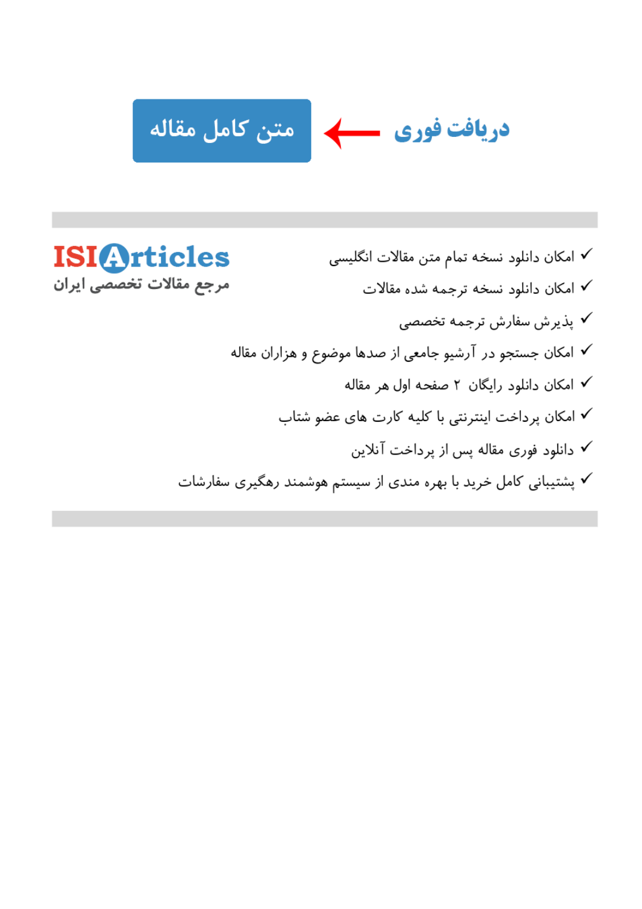دریافت فوری ← **متن کامل مقاله**

**ISIArticles**
مرجع مقالات تخصصی ایران

- ✓ امکان دانلود نسخه تمام متن مقالات انگلیسی
- ✓ امکان دانلود نسخه ترجمه شده مقالات
- ✓ پذیرش سفارش ترجمه تخصصی
- ✓ امکان جستجو در آرشیو جامعی از صدها موضوع و هزاران مقاله
- ✓ امکان دانلود رایگان ۲ صفحه اول هر مقاله
- ✓ امکان پرداخت اینترنتی با کلیه کارت های عضو شتاب
- ✓ دانلود فوری مقاله پس از پرداخت آنلاین
- ✓ پشتیبانی کامل خرید با بهره مندی از سیستم هوشمند رهگیری سفارشات